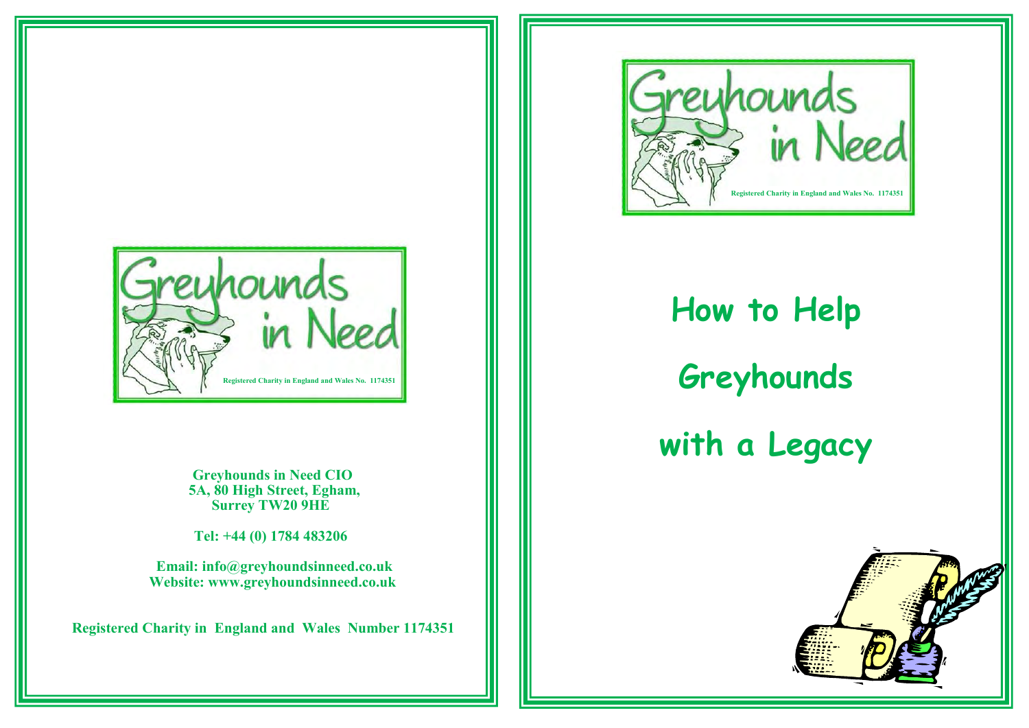Registered Charity in England and Wales No. 1174351

**Greyhounds in Need CIO**
**5A, 80 High Street, Egham,**
**Surrey TW20 9HE**

**Tel: +44 (0) 1784 483206**

**Email: info@greyhoundsinneed.co.uk**
**Website: www.greyhoundsinneed.co.uk**

**Registered Charity in England and Wales Number 1174351**

Registered Charity in England and Wales No. 1174351

# How to Help Greyhounds with a Legacy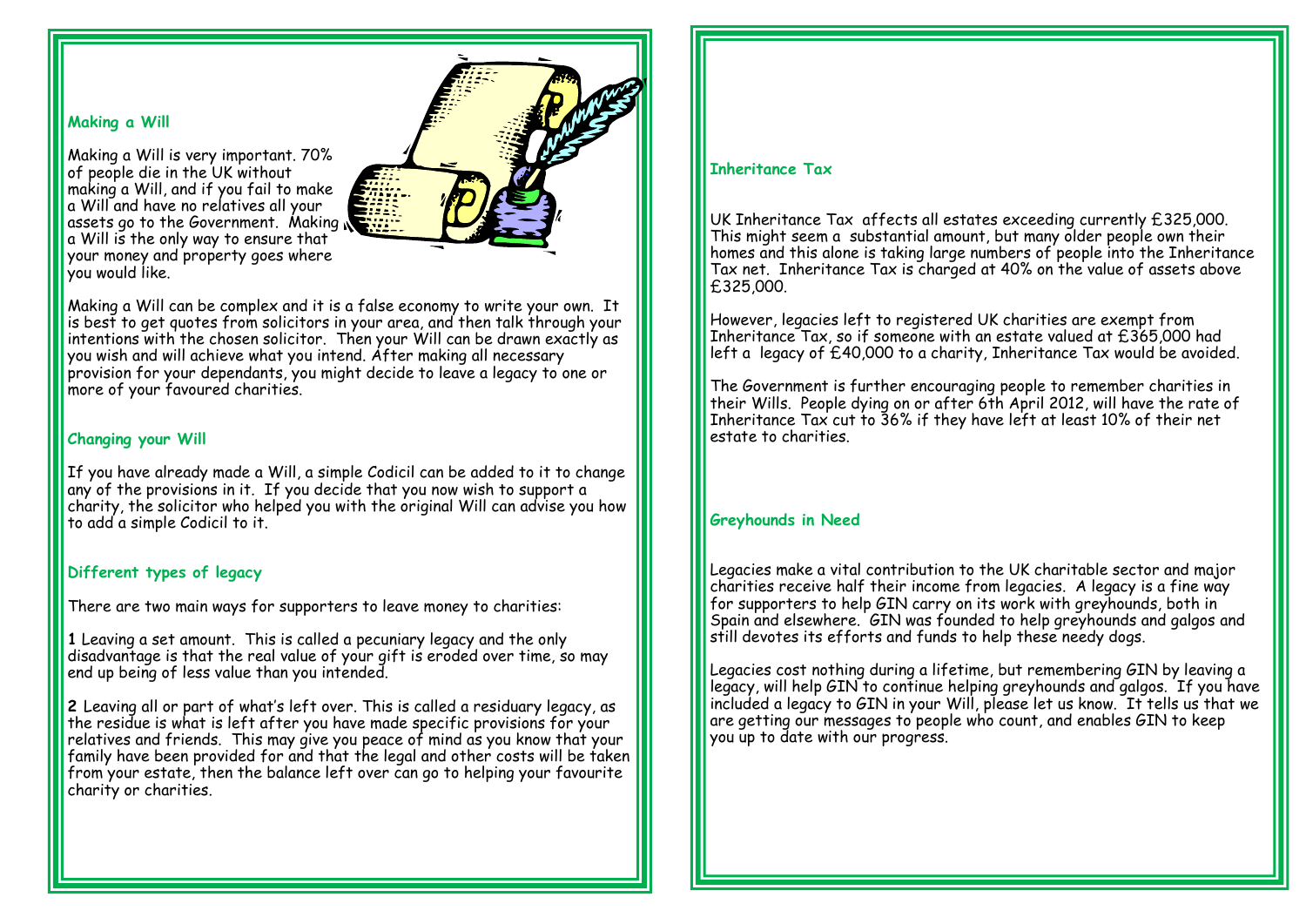### Making a Will

Making a Will is very important. 70% of people die in the UK without making a Will, and if you fail to make a Will and have no relatives all your assets go to the Government. Making a Will is the only way to ensure that your money and property goes where you would like.

Making a Will can be complex and it is a false economy to write your own. It is best to get quotes from solicitors in your area, and then talk through your intentions with the chosen solicitor. Then your Will can be drawn exactly as you wish and will achieve what you intend. After making all necessary provision for your dependants, you might decide to leave a legacy to one or more of your favoured charities.

### Changing your Will

If you have already made a Will, a simple Codicil can be added to it to change any of the provisions in it. If you decide that you now wish to support a charity, the solicitor who helped you with the original Will can advise you how to add a simple Codicil to it.

### Different types of legacy

There are two main ways for supporters to leave money to charities:

**1** Leaving a set amount. This is called a pecuniary legacy and the only disadvantage is that the real value of your gift is eroded over time, so may end up being of less value than you intended.

**2** Leaving all or part of what's left over. This is called a residuary legacy, as the residue is what is left after you have made specific provisions for your relatives and friends. This may give you peace of mind as you know that your family have been provided for and that the legal and other costs will be taken from your estate, then the balance left over can go to helping your favourite charity or charities.

### Inheritance Tax

UK Inheritance Tax affects all estates exceeding currently £325,000. This might seem a substantial amount, but many older people own their homes and this alone is taking large numbers of people into the Inheritance Tax net. Inheritance Tax is charged at 40% on the value of assets above £325,000.

However, legacies left to registered UK charities are exempt from Inheritance Tax, so if someone with an estate valued at £365,000 had left a legacy of £40,000 to a charity, Inheritance Tax would be avoided.

The Government is further encouraging people to remember charities in their Wills. People dying on or after 6th April 2012, will have the rate of Inheritance Tax cut to 36% if they have left at least 10% of their net estate to charities.

### Greyhounds in Need

Legacies make a vital contribution to the UK charitable sector and major charities receive half their income from legacies. A legacy is a fine way for supporters to help GIN carry on its work with greyhounds, both in Spain and elsewhere. GIN was founded to help greyhounds and galgos and still devotes its efforts and funds to help these needy dogs.

Legacies cost nothing during a lifetime, but remembering GIN by leaving a legacy, will help GIN to continue helping greyhounds and galgos. If you have included a legacy to GIN in your Will, please let us know. It tells us that we are getting our messages to people who count, and enables GIN to keep you up to date with our progress.